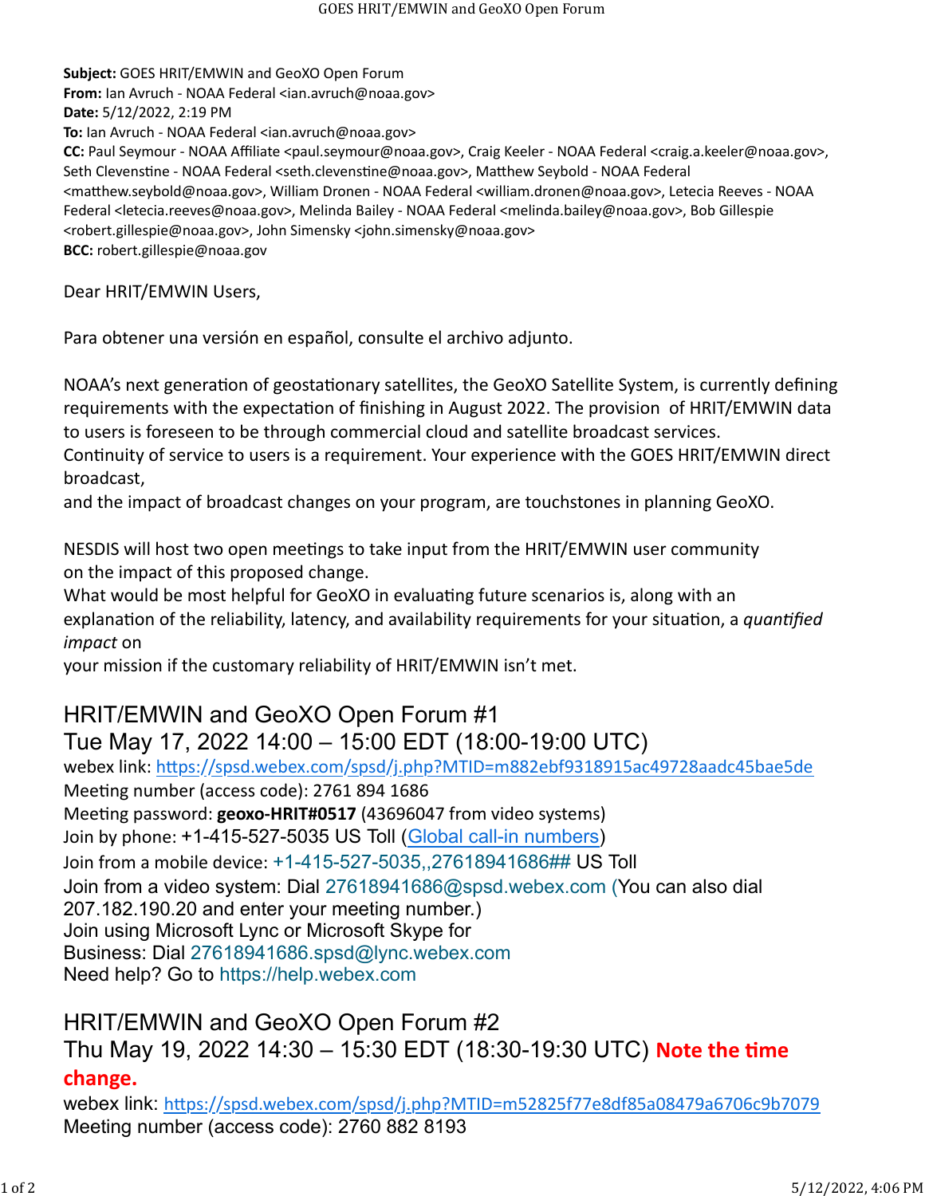**Subject:** GOES HRIT/EMWIN and GeoXO Open Forum
**From:** Ian Avruch - NOAA Federal <ian.avruch@noaa.gov>
**Date:** 5/12/2022, 2:19 PM
**To:** Ian Avruch - NOAA Federal <ian.avruch@noaa.gov>
**CC:** Paul Seymour - NOAA Affiliate <paul.seymour@noaa.gov>, Craig Keeler - NOAA Federal <craig.a.keeler@noaa.gov>, Seth Clevenstine - NOAA Federal <seth.clevenstine@noaa.gov>, Matthew Seybold - NOAA Federal <matthew.seybold@noaa.gov>, William Dronen - NOAA Federal <william.dronen@noaa.gov>, Letecia Reeves - NOAA Federal <letecia.reeves@noaa.gov>, Melinda Bailey - NOAA Federal <melinda.bailey@noaa.gov>, Bob Gillespie <robert.gillespie@noaa.gov>, John Simensky <john.simensky@noaa.gov>
**BCC:** robert.gillespie@noaa.gov

Dear HRIT/EMWIN Users,

Para obtener una versión en español, consulte el archivo adjunto.

NOAA's next generation of geostationary satellites, the GeoXO Satellite System, is currently defining requirements with the expectation of finishing in August 2022. The provision of HRIT/EMWIN data to users is foreseen to be through commercial cloud and satellite broadcast services.
Continuity of service to users is a requirement. Your experience with the GOES HRIT/EMWIN direct broadcast,
and the impact of broadcast changes on your program, are touchstones in planning GeoXO.

NESDIS will host two open meetings to take input from the HRIT/EMWIN user community
on the impact of this proposed change.
What would be most helpful for GeoXO in evaluating future scenarios is, along with an explanation of the reliability, latency, and availability requirements for your situation, a *quantified impact* on
your mission if the customary reliability of HRIT/EMWIN isn't met.

## HRIT/EMWIN and GeoXO Open Forum #1
## Tue May 17, 2022 14:00 – 15:00 EDT (18:00-19:00 UTC)

webex link: https://spsd.webex.com/spsd/j.php?MTID=m882ebf9318915ac49728aadc45bae5de
Meeting number (access code): 2761 894 1686
Meeting password: **geoxo-HRIT#0517** (43696047 from video systems)
Join by phone: +1-415-527-5035 US Toll (Global call-in numbers)
Join from a mobile device: +1-415-527-5035,,27618941686## US Toll
Join from a video system: Dial 27618941686@spsd.webex.com (You can also dial 207.182.190.20 and enter your meeting number.)
Join using Microsoft Lync or Microsoft Skype for Business: Dial 27618941686.spsd@lync.webex.com
Need help? Go to https://help.webex.com

## HRIT/EMWIN and GeoXO Open Forum #2
## Thu May 19, 2022 14:30 – 15:30 EDT (18:30-19:30 UTC) **Note the time change.**

webex link: https://spsd.webex.com/spsd/j.php?MTID=m52825f77e8df85a08479a6706c9b7079
Meeting number (access code): 2760 882 8193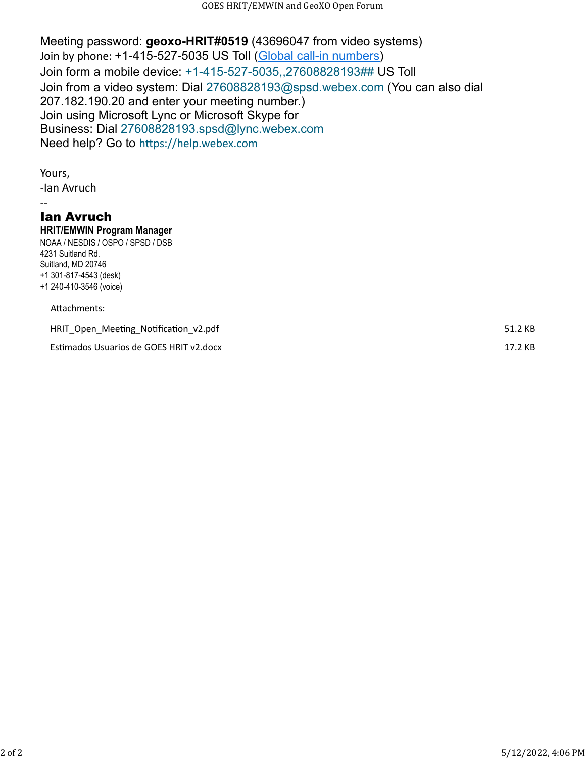Meeting password: **geoxo-HRIT#0519** (43696047 from video systems)
Join by phone: +1-415-527-5035 US Toll ([Global call-in numbers])
Join form a mobile device: +1-415-527-5035,,27608828193## US Toll
Join from a video system: Dial 27608828193@spsd.webex.com (You can also dial 207.182.190.20 and enter your meeting number.)
Join using Microsoft Lync or Microsoft Skype for Business: Dial 27608828193.spsd@lync.webex.com
Need help? Go to https://help.webex.com

Yours,
-Ian Avruch

--

**Ian Avruch**
**HRIT/EMWIN Program Manager**
NOAA / NESDIS / OSPO / SPSD / DSB
4231 Suitland Rd.
Suitland, MD 20746
+1 301-817-4543 (desk)
+1 240-410-3546 (voice)

Attachments:

| | |
|---|---|
| HRIT_Open_Meeting_Notification_v2.pdf | 51.2 KB |
| Estimados Usuarios de GOES HRIT v2.docx | 17.2 KB |